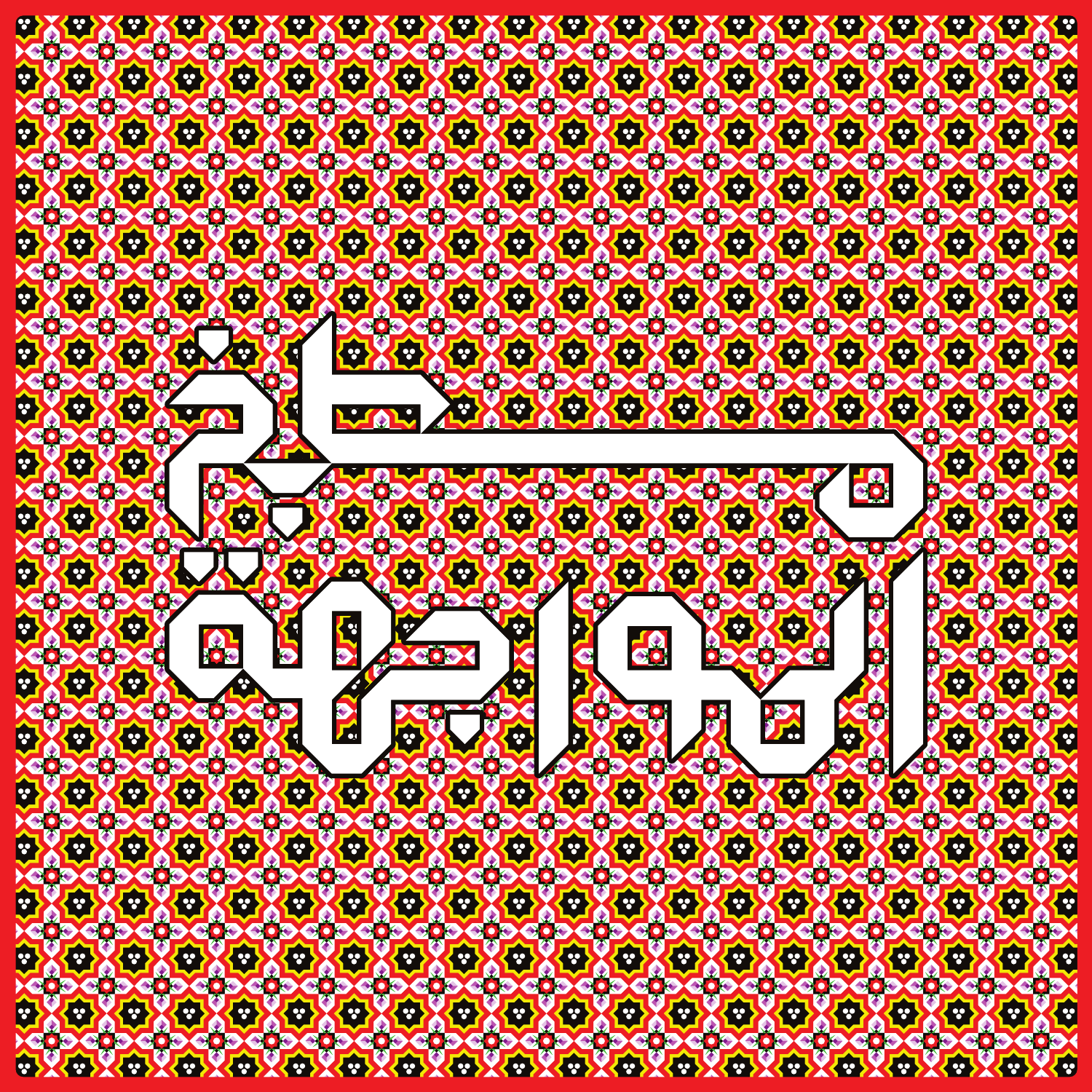# طبخ المواجهة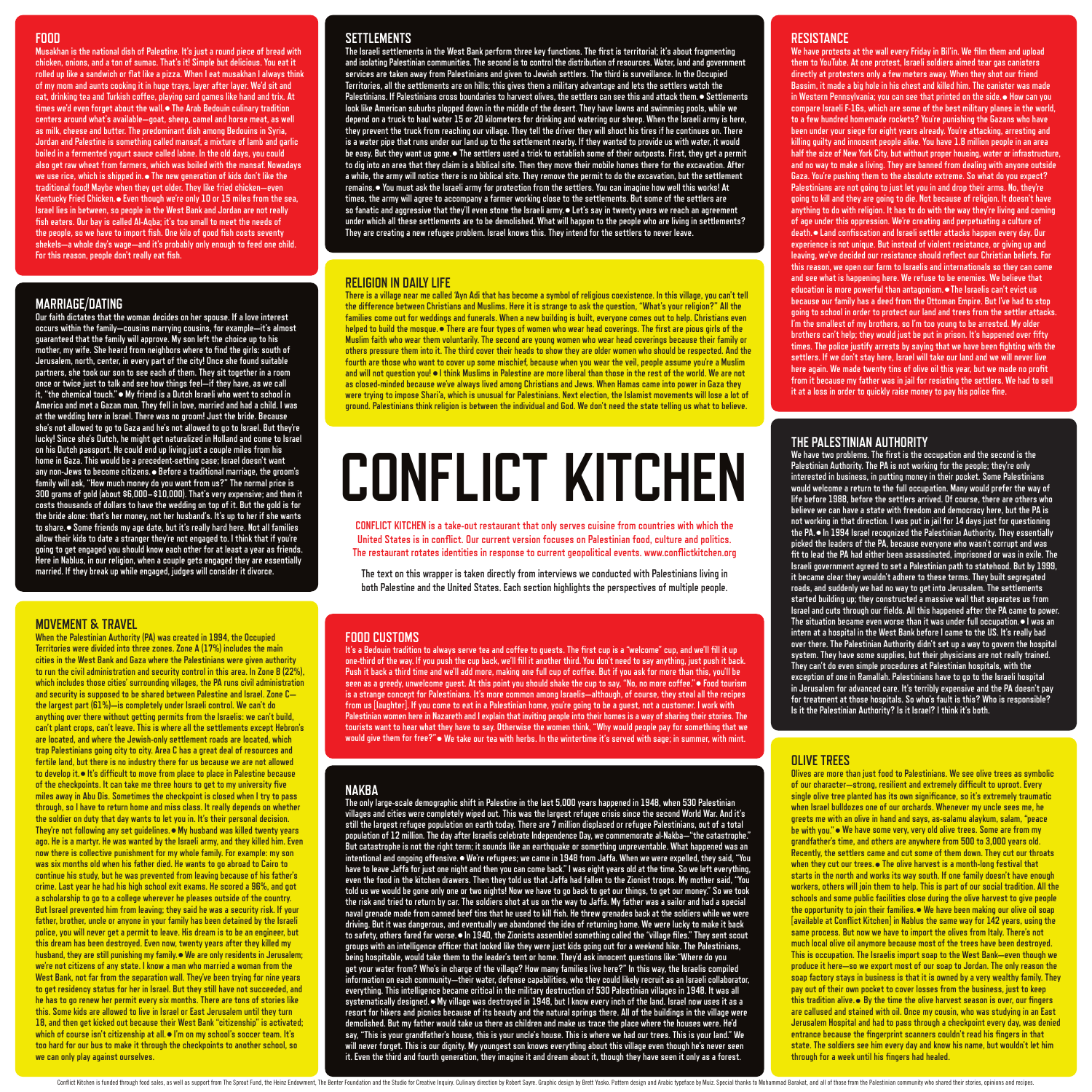// CONFLICT KITCHEN

CONFLICT KITCHEN is a take-out restaurant that only serves cuisine from countries with which the United States is in conflict. Our current version focuses on Palestinian food, culture and politics. The restaurant rotates identities in response to current geopolitical events. www.conflictkitchen.org

The text on this wrapper is taken directly from interviews we conducted with Palestinians living in both Palestine and the United States. Each section highlights the perspectives of multiple people.

## FOOD

Musakhan is the national dish of Palestine. It's just a round piece of bread with chicken, onions, and a ton of sumac. That's it! Simple but delicious. You eat it rolled up like a sandwich or flat like a pizza. When I eat musakhan I always think of my mom and aunts cooking it in huge trays, layer after layer. We'd sit and eat, drinking tea and Turkish coffee, playing card games like hand and trix. At times we'd even forget about the wall. ● The Arab Bedouin culinary tradition centers around what's available—goat, sheep, camel and horse meat, as well as milk, cheese and butter. The predominant dish among Bedouins in Syria, Jordan and Palestine is something called mansaf, a mixture of lamb and garlic boiled in a fermented yogurt sauce called labne. In the old days, you could also get raw wheat from farmers, which was boiled with the mansaf. Nowadays we use rice, which is shipped in. ● The new generation of kids don't like the traditional food! Maybe when they get older. They like fried chicken—even Kentucky Fried Chicken. ● Even though we're only 10 or 15 miles from the sea, Israel lies in between, so people in the West Bank and Jordan are not really fish eaters. Our bay is called Al-Aqba; it's too small to meet the needs of the people, so we have to import fish. One kilo of good fish costs seventy shekels—a whole day's wage—and it's probably only enough to feed one child. For this reason, people don't really eat fish.

## MARRIAGE/DATING

Our faith dictates that the woman decides on her spouse. If a love interest occurs within the family—cousins marrying cousins, for example—it's almost guaranteed that the family will approve. My son left the choice up to his mother, my wife. She heard from neighbors where to find the girls: south of Jerusalem, north, center, in every part of the city! Once she found suitable partners, she took our son to see each of them. They sit together in a room once or twice just to talk and see how things feel—if they have, as we call it, "the chemical touch." ● My friend is a Dutch Israeli who went to school in America and met a Gazan man. They fell in love, married and had a child. I was at the wedding here in Israel. There was no groom! Just the bride. Because she's not allowed to go to Gaza and he's not allowed to go to Israel. But they're lucky! Since she's Dutch, he might get naturalized in Holland and come to Israel on his Dutch passport. He could end up living just a couple miles from his home in Gaza. This would be a precedent-setting case; Israel doesn't want any non-Jews to become citizens. ● Before a traditional marriage, the groom's family will ask, "How much money do you want from us?" The normal price is 300 grams of gold (about $6,000–$10,000). That's very expensive; and then it costs thousands of dollars to have the wedding on top of it. But the gold is for the bride alone: that's her money, not her husband's. It's up to her if she wants to share. ● Some friends my age date, but it's really hard here. Not all families allow their kids to date a stranger they're not engaged to. I think that if you're going to get engaged you should know each other for at least a year as friends. Here in Nablus, in our religion, when a couple gets engaged they are essentially married. If they break up while engaged, judges will consider it divorce.

## MOVEMENT & TRAVEL

When the Palestinian Authority (PA) was created in 1994, the Occupied Territories were divided into three zones. Zone A (17%) includes the main cities in the West Bank and Gaza where the Palestinians were given authority to run the civil administration and security control in this area. In Zone B (22%), which includes those cities' surrounding villages, the PA runs civil administration and security is supposed to be shared between Palestine and Israel. Zone C—the largest part (61%)—is completely under Israeli control. We can't do anything over there without getting permits from the Israelis: we can't build, can't plant crops, can't leave. This is where all the settlements except Hebron's are located, and where the Jewish-only settlement roads are located, which trap Palestinians going city to city. Area C has a great deal of resources and fertile land, but there is no industry there for us because we are not allowed to develop it. ● It's difficult to move from place to place in Palestine because of the checkpoints. It can take me three hours to get to my university five miles away in Abu Dis. Sometimes the checkpoint is closed when I try to pass through, so I have to return home and miss class. It really depends on whether the soldier on duty that day wants to let you in. It's their personal decision. They're not following any set guidelines. ● My husband was killed twenty years ago. He is a martyr. He was wanted by the Israeli army, and they killed him. Even now there is collective punishment for my whole family. For example: my son was six months old when his father died. He wants to go abroad to Cairo to continue his study, but he was prevented from leaving because of his father's crime. Last year he had his high school exit exams. He scored a 96%, and got a scholarship to go to a college wherever he pleases outside of the country. But Israel prevented him from leaving; they said he was a security risk. If your father, brother, uncle or anyone in your family has been detained by the Israeli police, you will never get a permit to leave. His dream is to be an engineer, but this dream has been destroyed. Even now, twenty years after they killed my husband, they are still punishing my family. ● We are only residents in Jerusalem; we're not citizens of any state. I know a man who married a woman from the West Bank, not far from the separation wall. They've been trying for nine years to get residency status for her in Israel. But they still have not succeeded, and he has to go renew her permit every six months. There are tons of stories like this. Some kids are allowed to live in Israel or East Jerusalem until they turn 18, and then get kicked out because their West Bank "citizenship" is activated; which of course isn't citizenship at all. ● I'm on my school's soccer team. It's too hard for our bus to make it through the checkpoints to another school, so we can only play against ourselves.

## SETTLEMENTS

The Israeli settlements in the West Bank perform three key functions. The first is territorial; it's about fragmenting and isolating Palestinian communities. The second is to control the distribution of resources. Water, land and government services are taken away from Palestinians and given to Jewish settlers. The third is surveillance. In the Occupied Territories, all the settlements are on hills; this gives them a military advantage and lets the settlers watch the Palestinians. If Palestinians cross boundaries to harvest olives, the settlers can see this and attack them. ● Settlements look like American suburbs plopped down in the middle of the desert. They have lawns and swimming pools, while we depend on a truck to haul water 15 or 20 kilometers for drinking and watering our sheep. When the Israeli army is here, they prevent the truck from reaching our village. They tell the driver they will shoot his tires if he continues on. There is a water pipe that runs under our land up to the settlement nearby. If they wanted to provide us with water, it would be easy. But they want us gone. ● The settlers used a trick to establish some of their outposts. First, they get a permit to dig into an area that they claim is a biblical site. Then they move their mobile homes there for the excavation. After a while, the army will notice there is no biblical site. They remove the permit to do the excavation, but the settlement remains. ● You must ask the Israeli army for protection from the settlers. You can imagine how well this works! At times, the army will agree to accompany a farmer working close to the settlements. But some of the settlers are so fanatic and aggressive that they'll even stone the Israeli army. ● Let's say in twenty years we reach an agreement under which all these settlements are to be demolished. What will happen to the people who are living in settlements? They are creating a new refugee problem. Israel knows this. They intend for the settlers to never leave.

## RELIGION IN DAILY LIFE

There is a village near me called 'Ayn Adi that has become a symbol of religious coexistence. In this village, you can't tell the difference between Christians and Muslims. Here it is strange to ask the question, "What's your religion?" All the families come out for weddings and funerals. When a new building is built, everyone comes out to help. Christians even helped to build the mosque. ● There are four types of women who wear head coverings. The first are pious girls of the Muslim faith who wear them voluntarily. The second are young women who wear head coverings because their family or others pressure them into it. The third cover their heads to show they are older women who should be respected. And the fourth are those who want to cover up some mischief, because when you wear the veil, people assume you're a Muslim and will not question you! ● I think Muslims in Palestine are more liberal than those in the rest of the world. We are not as closed-minded because we've always lived among Christians and Jews. When Hamas came into power in Gaza they were trying to impose Shari'a, which is unusual for Palestinians. Next election, the Islamist movements will lose a lot of ground. Palestinians think religion is between the individual and God. We don't need the state telling us what to believe.

## FOOD CUSTOMS

It's a Bedouin tradition to always serve tea and coffee to guests. The first cup is a "welcome" cup, and we'll fill it up one-third of the way. If you push the cup back, we'll fill it another third. You don't need to say anything, just push it back. Push it back a third time and we'll add more, making one full cup of coffee. But if you ask for more than this, you'll be seen as a greedy, unwelcome guest. At this point you should shake the cup to say, "No, no more coffee." ● Food tourism is a strange concept for Palestinians. It's more common among Israelis—although, of course, they steal all the recipes from us [laughter]. If you come to eat in a Palestinian home, you're going to be a guest, not a customer. I work with Palestinian women here in Nazareth and I explain that inviting people into their homes is a way of sharing their stories. The tourists want to hear what they have to say. Otherwise the women think, "Why would people pay for something that we would give them for free?" ● We take our tea with herbs. In the wintertime it's served with sage; in summer, with mint.

## NAKBA

The only large-scale demographic shift in Palestine in the last 5,000 years happened in 1948, when 530 Palestinian villages and cities were completely wiped out. This was the largest refugee crisis since the second World War. And it's still the largest refugee population on earth today. There are 7 million displaced or refugee Palestinians, out of a total population of 12 million. The day after Israelis celebrate Independence Day, we commemorate al-Nakba—"the catastrophe." But catastrophe is not the right term; it sounds like an earthquake or something unpreventable. What happened was an intentional and ongoing offensive. ● We're refugees; we came in 1948 from Jaffa. When we were expelled, they said, "You have to leave Jaffa for just one night and then you can come back." I was eight years old at the time. So we left everything, even the food in the kitchen drawers. Then they told us that Jaffa had fallen to the Zionist troops. My mother said, "You told us we would be gone only one or two nights! Now we have to go back to get our things, to get our money." So we took the risk and tried to return by car. The soldiers shot at us on the way to Jaffa. My father was a sailor and had a special naval grenade made from canned beef tins that he used to kill fish. He threw grenades back at the soldiers while we were driving. But it was dangerous, and eventually we abandoned the idea of returning home. We were lucky to make it back to safety, others fared far worse. ● In 1940, the Zionists assembled something called the "village files." They sent scout groups with an intelligence officer that looked like they were just kids going out for a weekend hike. The Palestinians, being hospitable, would take them to the leader's tent or home. They'd ask innocent questions like:"Where do you get your water from? Who's in charge of the village? How many families live here?" In this way, the Israelis compiled information on each community—their water, defense capabilities, who they could likely recruit as an Israeli collaborator, everything. This intelligence became critical in the military destruction of 530 Palestinian villages in 1948. It was all systematically designed. ● My village was destroyed in 1948, but I know every inch of the land. Israel now uses it as a resort for hikers and picnics because of its beauty and the natural springs there. All of the buildings in the village were demolished. But my father would take us there as children and make us trace the place where the houses were. He'd say, "This is your grandfather's house, this is your uncle's house. This is where we had our trees. This is your land." We will never forget. This is our dignity. My youngest son knows everything about this village even though he's never seen it. Even the third and fourth generation, they imagine it and dream about it, though they have seen it only as a forest.

## RESISTANCE

We have protests at the wall every Friday in Bil'in. We film them and upload them to YouTube. At one protest, Israeli soldiers aimed tear gas canisters directly at protesters only a few meters away. When they shot our friend Bassim, it made a big hole in his chest and killed him. The canister was made in Western Pennsylvania; you can see that printed on the side. ● How can you compare Israeli F-16s, which are some of the best military planes in the world, to a few hundred homemade rockets? You're punishing the Gazans who have been under your siege for eight years already. You're attacking, arresting and killing guilty and innocent people alike. You have 1.8 million people in an area half the size of New York City, but without proper housing, water or infrastructure, and no way to make a living. They are banned from dealing with anyone outside Gaza. You're pushing them to the absolute extreme. So what do you expect? Palestinians are not going to just let you in and drop their arms. No, they're going to kill and they are going to die. Not because of religion. It doesn't have anything to do with religion. It has to do with the way they're living and coming of age under this oppression. We're creating and perpetuating a culture of death. ● Land confiscation and Israeli settler attacks happen every day. Our experience is not unique. But instead of violent resistance, or giving up and leaving, we've decided our resistance should reflect our Christian beliefs. For this reason, we open our farm to Israelis and internationals so they can come and see what is happening here. We refuse to be enemies. We believe that education is more powerful than antagonism. ● The Israelis can't evict us because our family has a deed from the Ottoman Empire. But I've had to stop going to school in order to protect our land and trees from the settler attacks. I'm the smallest of my brothers, so I'm too young to be arrested. My older brothers can't help; they would just be put in prison. It's happened over fifty times. The police justify arrests by saying that we have been fighting with the settlers. If we don't stay here, Israel will take our land and we will never live here again. We made twenty tins of olive oil this year, but we made no profit from it because my father was in jail for resisting the settlers. We had to sell it at a loss in order to quickly raise money to pay his police fine.

## THE PALESTINIAN AUTHORITY

We have two problems. The first is the occupation and the second is the Palestinian Authority. The PA is not working for the people; they're only interested in business, in putting money in their pocket. Some Palestinians would welcome a return to the full occupation. Many would prefer the way of life before 1988, before the settlers arrived. Of course, there are others who believe we can have a state with freedom and democracy here, but the PA is not working in that direction. I was put in jail for 14 days just for questioning the PA. ● In 1994 Israel recognized the Palestinian Authority. They essentially picked the leaders of the PA, because everyone who wasn't corrupt and was fit to lead the PA had either been assassinated, imprisoned or was in exile. The Israeli government agreed to set a Palestinian path to statehood. But by 1999, it became clear they wouldn't adhere to these terms. They built segregated roads, and suddenly we had no way to get into Jerusalem. The settlements started building up; they constructed a massive wall that separates us from Israel and cuts through our fields. All this happened after the PA came to power. The situation became even worse than it was under full occupation. ● I was an intern at a hospital in the West Bank before I came to the US. It's really bad over there. The Palestinian Authority didn't set up a way to govern the hospital system. They have some supplies, but their physicians are not really trained. They can't do even simple procedures at Palestinian hospitals, with the exception of one in Ramallah. Palestinians have to go to the Israeli hospital in Jerusalem for advanced care. It's terribly expensive and the PA doesn't pay for treatment at those hospitals. So who's fault is this? Who is responsible? Is it the Palestinian Authority? Is it Israel? I think it's both.

## OLIVE TREES

Olives are more than just food to Palestinians. We see olive trees as symbolic of our character—strong, resilient and extremely difficult to uproot. Every single olive tree planted has its own significance, so it's extremely traumatic when Israel bulldozes one of our orchards. Whenever my uncle sees me, he greets me with an olive in hand and says, as-salamu alaykum, salam, "peace be with you." ● We have some very, very old olive trees. Some are from my grandfather's time, and others are anywhere from 500 to 3,000 years old. Recently, the settlers came and cut some of them down. They cut our throats when they cut our trees. ● The olive harvest is a month-long festival that starts in the north and works its way south. If one family doesn't have enough workers, others will join them to help. This is part of our social tradition. All the schools and some public facilities close during the olive harvest to give people the opportunity to join their families. ● We have been making our olive oil soap [available at Conflict Kitchen] in Nablus the same way for 142 years, using the same process. But now we have to import the olives from Italy. There's not much local olive oil anymore because most of the trees have been destroyed. This is occupation. The Israelis import soap to the West Bank—even though we produce it here—so we export most of our soap to Jordan. The only reason the soap factory stays in business is that it is owned by a very wealthy family. They pay out of their own pocket to cover losses from the business, just to keep this tradition alive. ● By the time the olive harvest season is over, our fingers are callused and stained with oil. Once my cousin, who was studying in an East Jerusalem Hospital and had to pass through a checkpoint every day, was denied entrance because the fingerprint scanners couldn't read his fingers in that state. The soldiers see him every day and know his name, but wouldn't let him through for a week until his fingers had healed.

Conflict Kitchen is funded through food sales, as well as support from The Sprout Fund, the Heinz Endowment, The Benter Foundation and the Studio for Creative Inquiry. Culinary direction by Robert Sayre. Graphic design by Brett Yasko. Pattern design and Arabic typeface by Muiz. Special thanks to Mohammad Barakat, and all of those from the Palestinian community who shared their stories, opinions and recipes.